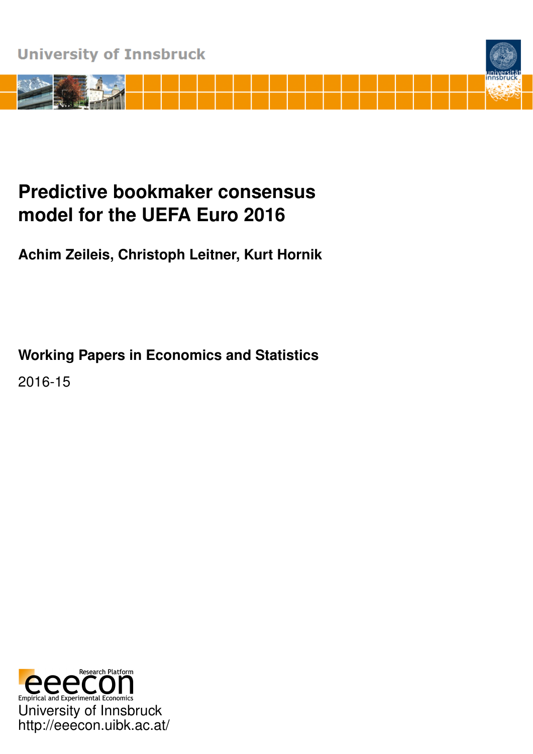University of Innsbruck

# Predictive bookmaker consensus model for the UEFA Euro 2016

**Achim Zeileis, Christoph Leitner, Kurt Hornik**

**Working Papers in Economics and Statistics**

2016-15

Research Platform
eeecon
Empirical and Experimental Economics
University of Innsbruck
http://eeecon.uibk.ac.at/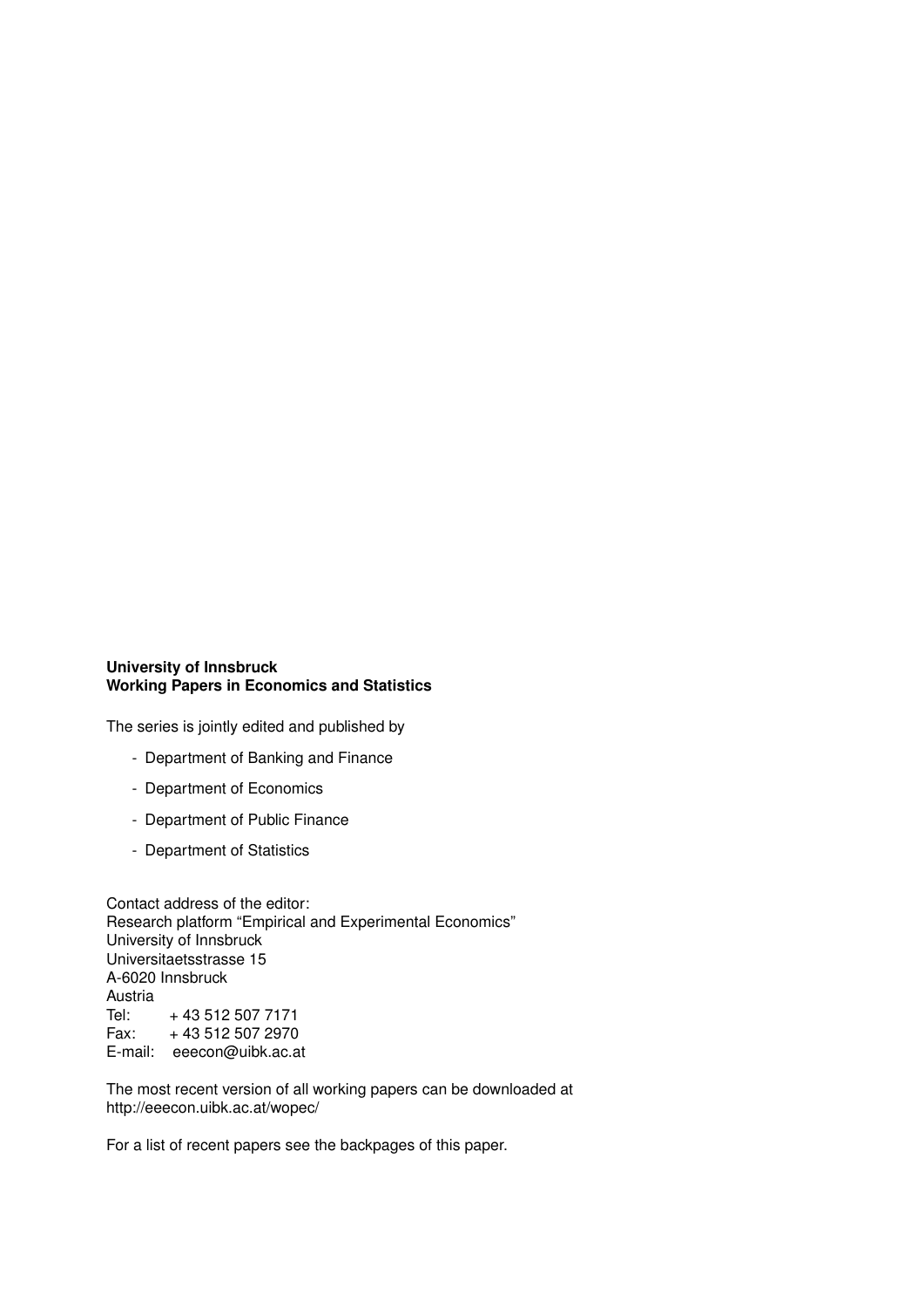**University of Innsbruck**
**Working Papers in Economics and Statistics**

The series is jointly edited and published by

- Department of Banking and Finance
- Department of Economics
- Department of Public Finance
- Department of Statistics

Contact address of the editor:
Research platform "Empirical and Experimental Economics"
University of Innsbruck
Universitaetsstrasse 15
A-6020 Innsbruck
Austria
Tel: + 43 512 507 7171
Fax: + 43 512 507 2970
E-mail: eeecon@uibk.ac.at

The most recent version of all working papers can be downloaded at
http://eeecon.uibk.ac.at/wopec/

For a list of recent papers see the backpages of this paper.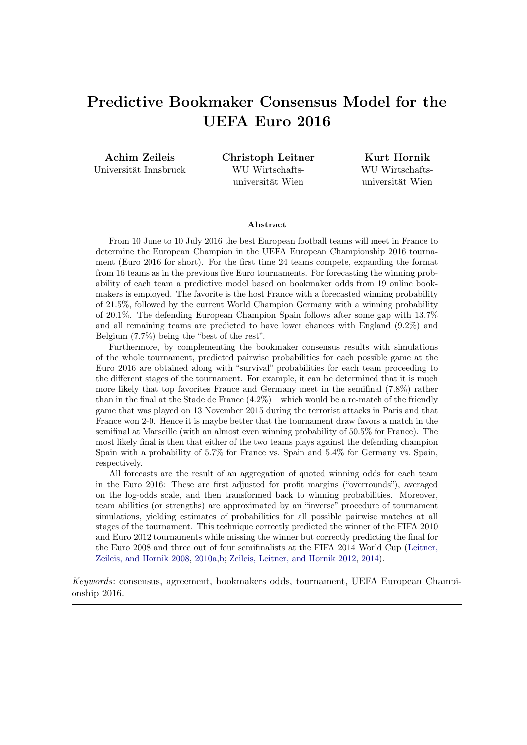# Predictive Bookmaker Consensus Model for the UEFA Euro 2016

**Achim Zeileis**
Universität Innsbruck

**Christoph Leitner**
WU Wirtschafts-universität Wien

**Kurt Hornik**
WU Wirtschafts-universität Wien

---

**Abstract**

From 10 June to 10 July 2016 the best European football teams will meet in France to determine the European Champion in the UEFA European Championship 2016 tournament (Euro 2016 for short). For the first time 24 teams compete, expanding the format from 16 teams as in the previous five Euro tournaments. For forecasting the winning probability of each team a predictive model based on bookmaker odds from 19 online bookmakers is employed. The favorite is the host France with a forecasted winning probability of 21.5%, followed by the current World Champion Germany with a winning probability of 20.1%. The defending European Champion Spain follows after some gap with 13.7% and all remaining teams are predicted to have lower chances with England (9.2%) and Belgium (7.7%) being the "best of the rest".

Furthermore, by complementing the bookmaker consensus results with simulations of the whole tournament, predicted pairwise probabilities for each possible game at the Euro 2016 are obtained along with "survival" probabilities for each team proceeding to the different stages of the tournament. For example, it can be determined that it is much more likely that top favorites France and Germany meet in the semifinal (7.8%) rather than in the final at the Stade de France (4.2%) – which would be a re-match of the friendly game that was played on 13 November 2015 during the terrorist attacks in Paris and that France won 2-0. Hence it is maybe better that the tournament draw favors a match in the semifinal at Marseille (with an almost even winning probability of 50.5% for France). The most likely final is then that either of the two teams plays against the defending champion Spain with a probability of 5.7% for France vs. Spain and 5.4% for Germany vs. Spain, respectively.

All forecasts are the result of an aggregation of quoted winning odds for each team in the Euro 2016: These are first adjusted for profit margins ("overrounds"), averaged on the log-odds scale, and then transformed back to winning probabilities. Moreover, team abilities (or strengths) are approximated by an "inverse" procedure of tournament simulations, yielding estimates of probabilities for all possible pairwise matches at all stages of the tournament. This technique correctly predicted the winner of the FIFA 2010 and Euro 2012 tournaments while missing the winner but correctly predicting the final for the Euro 2008 and three out of four semifinalists at the FIFA 2014 World Cup (Leitner, Zeileis, and Hornik 2008, 2010a,b; Zeileis, Leitner, and Hornik 2012, 2014).

*Keywords*: consensus, agreement, bookmakers odds, tournament, UEFA European Championship 2016.

---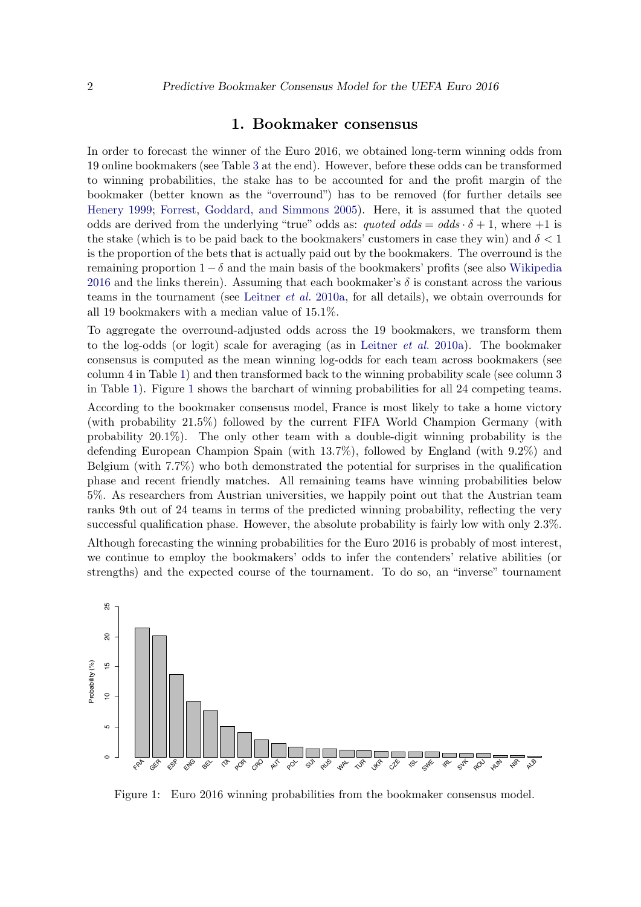## 1. Bookmaker consensus

In order to forecast the winner of the Euro 2016, we obtained long-term winning odds from 19 online bookmakers (see Table 3 at the end). However, before these odds can be transformed to winning probabilities, the stake has to be accounted for and the profit margin of the bookmaker (better known as the "overround") has to be removed (for further details see Henery 1999; Forrest, Goddard, and Simmons 2005). Here, it is assumed that the quoted odds are derived from the underlying "true" odds as: *quoted odds* $=$ *odds* $\cdot \delta + 1$, where $+1$ is the stake (which is to be paid back to the bookmakers' customers in case they win) and $\delta < 1$ is the proportion of the bets that is actually paid out by the bookmakers. The overround is the remaining proportion $1 - \delta$ and the main basis of the bookmakers' profits (see also Wikipedia 2016 and the links therein). Assuming that each bookmaker's $\delta$ is constant across the various teams in the tournament (see Leitner *et al.* 2010a, for all details), we obtain overrounds for all 19 bookmakers with a median value of 15.1%.

To aggregate the overround-adjusted odds across the 19 bookmakers, we transform them to the log-odds (or logit) scale for averaging (as in Leitner *et al.* 2010a). The bookmaker consensus is computed as the mean winning log-odds for each team across bookmakers (see column 4 in Table 1) and then transformed back to the winning probability scale (see column 3 in Table 1). Figure 1 shows the barchart of winning probabilities for all 24 competing teams.

According to the bookmaker consensus model, France is most likely to take a home victory (with probability 21.5%) followed by the current FIFA World Champion Germany (with probability 20.1%). The only other team with a double-digit winning probability is the defending European Champion Spain (with 13.7%), followed by England (with 9.2%) and Belgium (with 7.7%) who both demonstrated the potential for surprises in the qualification phase and recent friendly matches. All remaining teams have winning probabilities below 5%. As researchers from Austrian universities, we happily point out that the Austrian team ranks 9th out of 24 teams in terms of the predicted winning probability, reflecting the very successful qualification phase. However, the absolute probability is fairly low with only 2.3%.

Although forecasting the winning probabilities for the Euro 2016 is probably of most interest, we continue to employ the bookmakers' odds to infer the contenders' relative abilities (or strengths) and the expected course of the tournament. To do so, an "inverse" tournament

Figure 1: Euro 2016 winning probabilities from the bookmaker consensus model.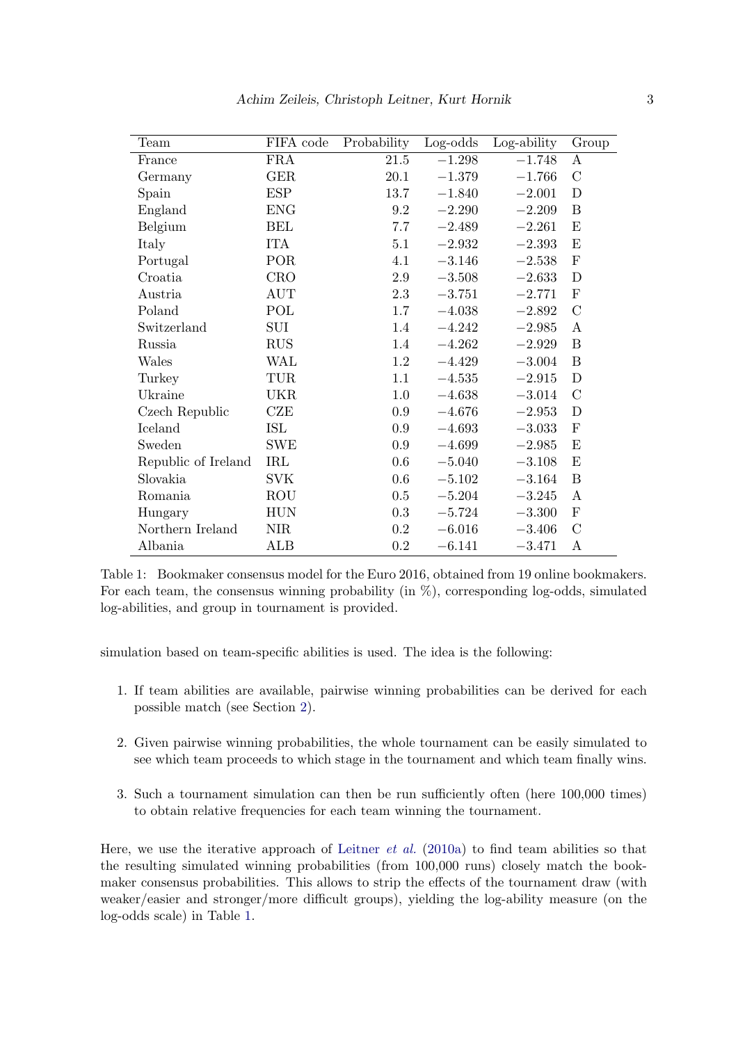| Team | FIFA code | Probability | Log-odds | Log-ability | Group |
|---|---|---|---|---|---|
| France | FRA | 21.5 | −1.298 | −1.748 | A |
| Germany | GER | 20.1 | −1.379 | −1.766 | C |
| Spain | ESP | 13.7 | −1.840 | −2.001 | D |
| England | ENG | 9.2 | −2.290 | −2.209 | B |
| Belgium | BEL | 7.7 | −2.489 | −2.261 | E |
| Italy | ITA | 5.1 | −2.932 | −2.393 | E |
| Portugal | POR | 4.1 | −3.146 | −2.538 | F |
| Croatia | CRO | 2.9 | −3.508 | −2.633 | D |
| Austria | AUT | 2.3 | −3.751 | −2.771 | F |
| Poland | POL | 1.7 | −4.038 | −2.892 | C |
| Switzerland | SUI | 1.4 | −4.242 | −2.985 | A |
| Russia | RUS | 1.4 | −4.262 | −2.929 | B |
| Wales | WAL | 1.2 | −4.429 | −3.004 | B |
| Turkey | TUR | 1.1 | −4.535 | −2.915 | D |
| Ukraine | UKR | 1.0 | −4.638 | −3.014 | C |
| Czech Republic | CZE | 0.9 | −4.676 | −2.953 | D |
| Iceland | ISL | 0.9 | −4.693 | −3.033 | F |
| Sweden | SWE | 0.9 | −4.699 | −2.985 | E |
| Republic of Ireland | IRL | 0.6 | −5.040 | −3.108 | E |
| Slovakia | SVK | 0.6 | −5.102 | −3.164 | B |
| Romania | ROU | 0.5 | −5.204 | −3.245 | A |
| Hungary | HUN | 0.3 | −5.724 | −3.300 | F |
| Northern Ireland | NIR | 0.2 | −6.016 | −3.406 | C |
| Albania | ALB | 0.2 | −6.141 | −3.471 | A |

Table 1: Bookmaker consensus model for the Euro 2016, obtained from 19 online bookmakers. For each team, the consensus winning probability (in %), corresponding log-odds, simulated log-abilities, and group in tournament is provided.

simulation based on team-specific abilities is used. The idea is the following:

1. If team abilities are available, pairwise winning probabilities can be derived for each possible match (see Section 2).
2. Given pairwise winning probabilities, the whole tournament can be easily simulated to see which team proceeds to which stage in the tournament and which team finally wins.
3. Such a tournament simulation can then be run sufficiently often (here 100,000 times) to obtain relative frequencies for each team winning the tournament.

Here, we use the iterative approach of Leitner *et al.* (2010a) to find team abilities so that the resulting simulated winning probabilities (from 100,000 runs) closely match the bookmaker consensus probabilities. This allows to strip the effects of the tournament draw (with weaker/easier and stronger/more difficult groups), yielding the log-ability measure (on the log-odds scale) in Table 1.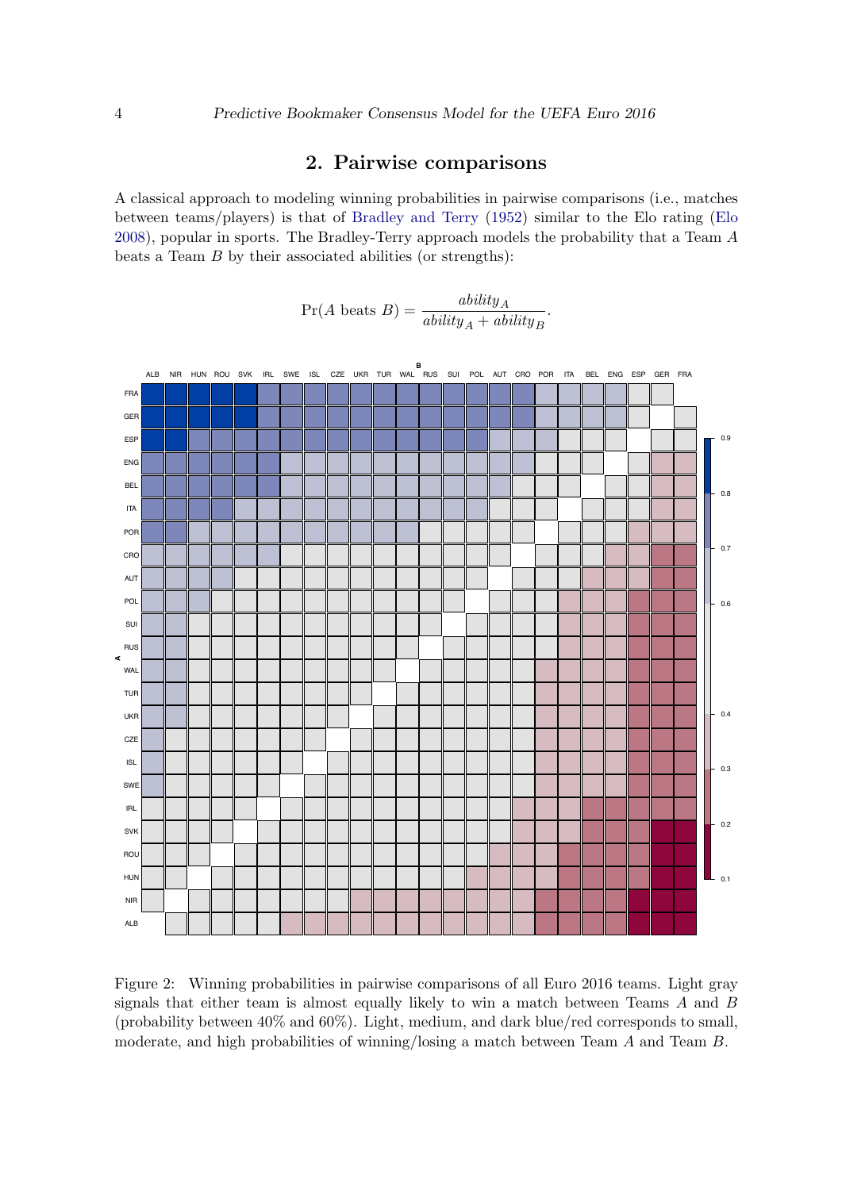## 2. Pairwise comparisons

A classical approach to modeling winning probabilities in pairwise comparisons (i.e., matches between teams/players) is that of Bradley and Terry (1952) similar to the Elo rating (Elo 2008), popular in sports. The Bradley-Terry approach models the probability that a Team $A$ beats a Team $B$ by their associated abilities (or strengths):

$$\Pr(A \text{ beats } B) = \frac{ability_A}{ability_A + ability_B}.$$

Figure 2: Winning probabilities in pairwise comparisons of all Euro 2016 teams. Light gray signals that either team is almost equally likely to win a match between Teams $A$ and $B$ (probability between 40% and 60%). Light, medium, and dark blue/red corresponds to small, moderate, and high probabilities of winning/losing a match between Team $A$ and Team $B$.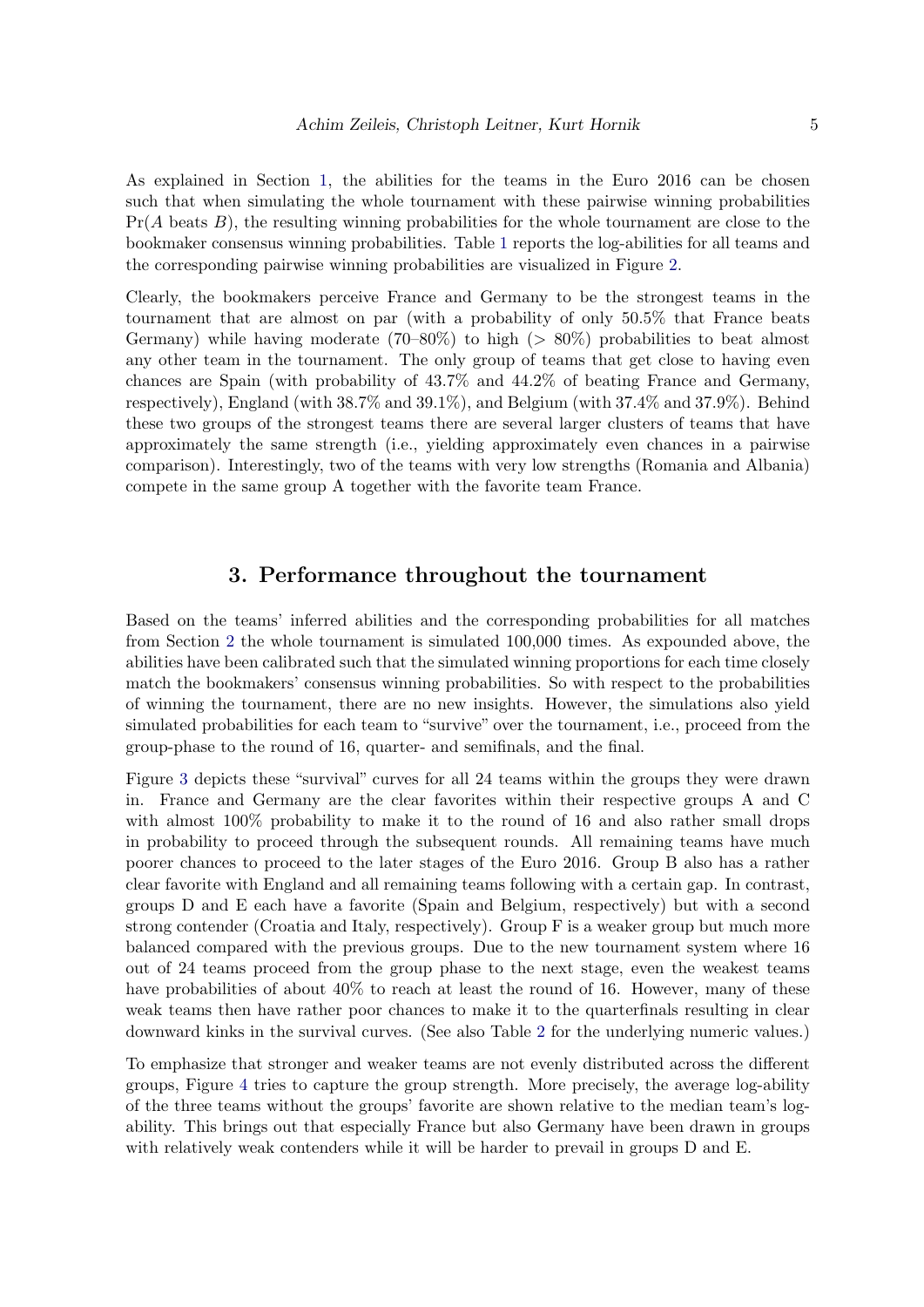As explained in Section 1, the abilities for the teams in the Euro 2016 can be chosen such that when simulating the whole tournament with these pairwise winning probabilities Pr($A$ beats $B$), the resulting winning probabilities for the whole tournament are close to the bookmaker consensus winning probabilities. Table 1 reports the log-abilities for all teams and the corresponding pairwise winning probabilities are visualized in Figure 2.

Clearly, the bookmakers perceive France and Germany to be the strongest teams in the tournament that are almost on par (with a probability of only 50.5% that France beats Germany) while having moderate (70–80%) to high (> 80%) probabilities to beat almost any other team in the tournament. The only group of teams that get close to having even chances are Spain (with probability of 43.7% and 44.2% of beating France and Germany, respectively), England (with 38.7% and 39.1%), and Belgium (with 37.4% and 37.9%). Behind these two groups of the strongest teams there are several larger clusters of teams that have approximately the same strength (i.e., yielding approximately even chances in a pairwise comparison). Interestingly, two of the teams with very low strengths (Romania and Albania) compete in the same group A together with the favorite team France.

## 3. Performance throughout the tournament

Based on the teams' inferred abilities and the corresponding probabilities for all matches from Section 2 the whole tournament is simulated 100,000 times. As expounded above, the abilities have been calibrated such that the simulated winning proportions for each time closely match the bookmakers' consensus winning probabilities. So with respect to the probabilities of winning the tournament, there are no new insights. However, the simulations also yield simulated probabilities for each team to "survive" over the tournament, i.e., proceed from the group-phase to the round of 16, quarter- and semifinals, and the final.

Figure 3 depicts these "survival" curves for all 24 teams within the groups they were drawn in. France and Germany are the clear favorites within their respective groups A and C with almost 100% probability to make it to the round of 16 and also rather small drops in probability to proceed through the subsequent rounds. All remaining teams have much poorer chances to proceed to the later stages of the Euro 2016. Group B also has a rather clear favorite with England and all remaining teams following with a certain gap. In contrast, groups D and E each have a favorite (Spain and Belgium, respectively) but with a second strong contender (Croatia and Italy, respectively). Group F is a weaker group but much more balanced compared with the previous groups. Due to the new tournament system where 16 out of 24 teams proceed from the group phase to the next stage, even the weakest teams have probabilities of about 40% to reach at least the round of 16. However, many of these weak teams then have rather poor chances to make it to the quarterfinals resulting in clear downward kinks in the survival curves. (See also Table 2 for the underlying numeric values.)

To emphasize that stronger and weaker teams are not evenly distributed across the different groups, Figure 4 tries to capture the group strength. More precisely, the average log-ability of the three teams without the groups' favorite are shown relative to the median team's log-ability. This brings out that especially France but also Germany have been drawn in groups with relatively weak contenders while it will be harder to prevail in groups D and E.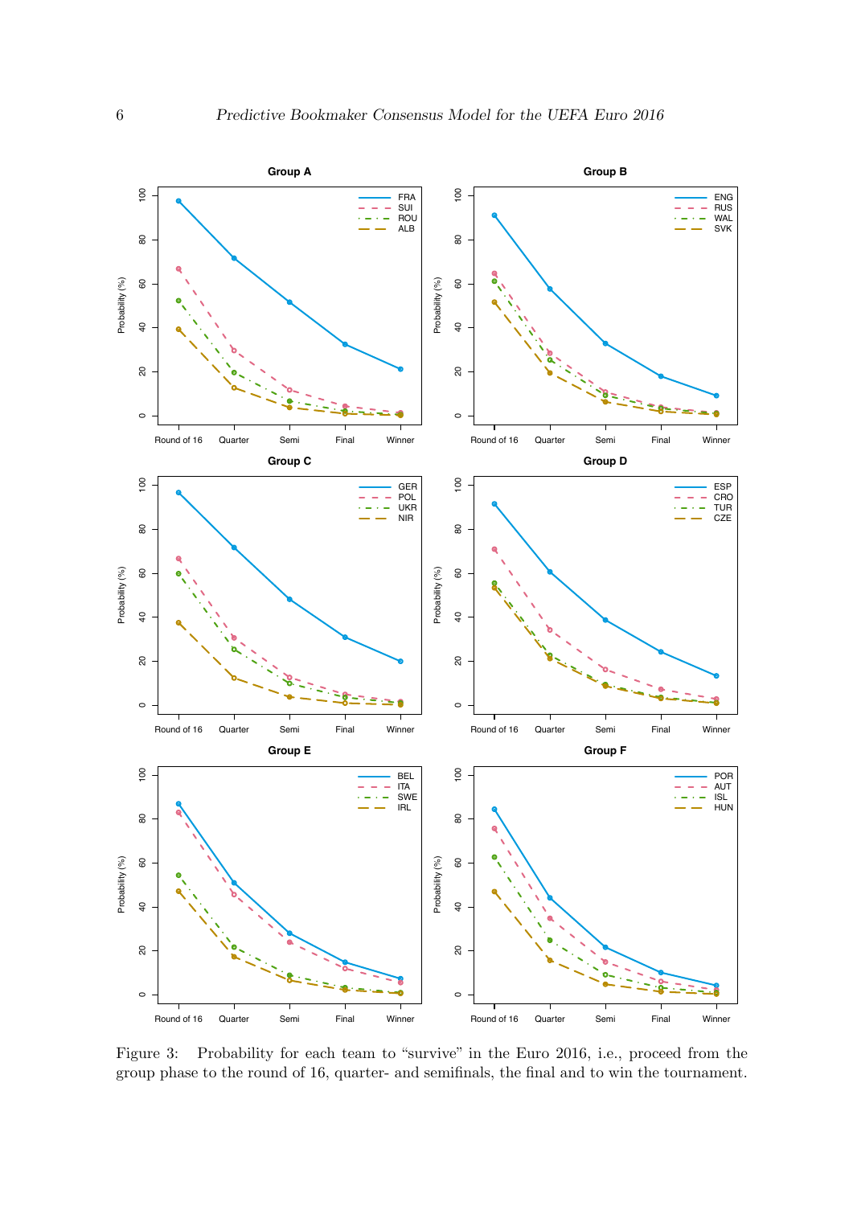Figure 3: Probability for each team to "survive" in the Euro 2016, i.e., proceed from the group phase to the round of 16, quarter- and semifinals, the final and to win the tournament.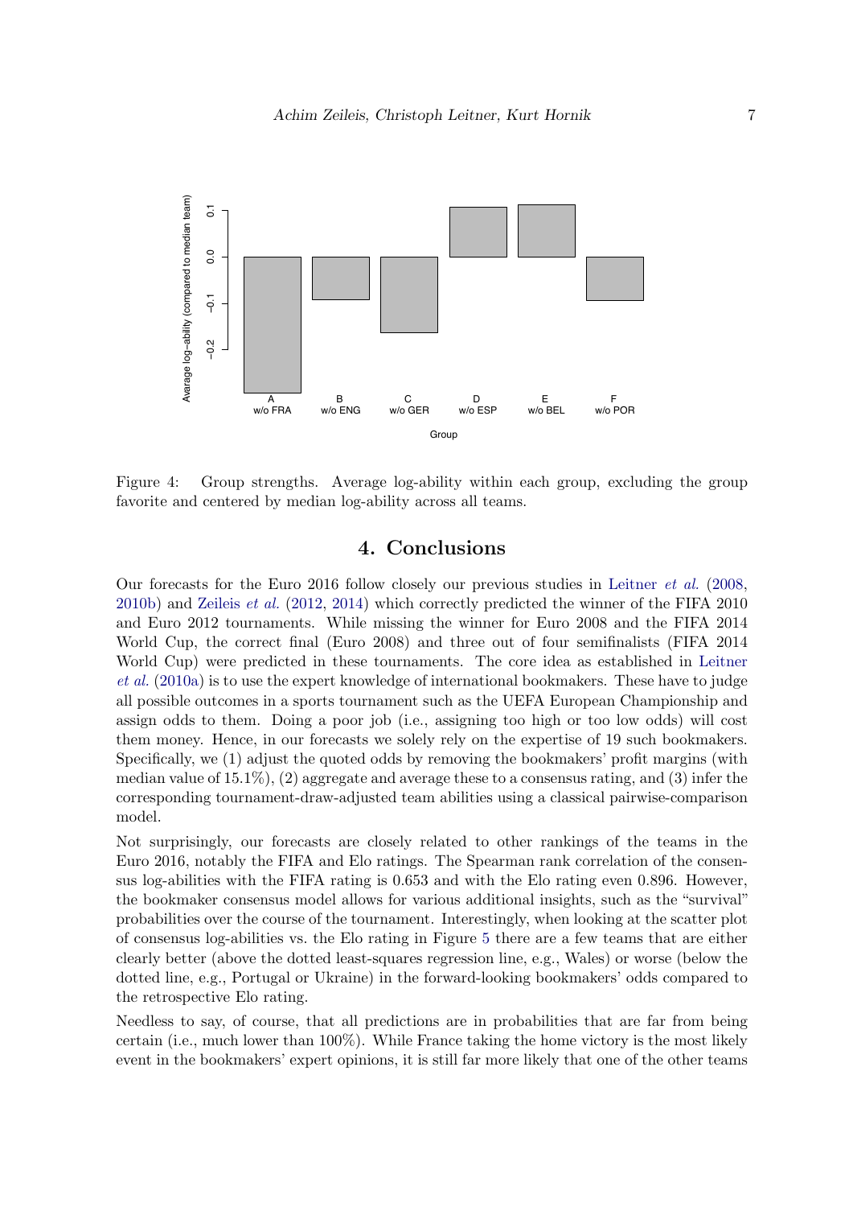Figure 4: Group strengths. Average log-ability within each group, excluding the group favorite and centered by median log-ability across all teams.

# 4. Conclusions

Our forecasts for the Euro 2016 follow closely our previous studies in Leitner *et al.* (2008, 2010b) and Zeileis *et al.* (2012, 2014) which correctly predicted the winner of the FIFA 2010 and Euro 2012 tournaments. While missing the winner for Euro 2008 and the FIFA 2014 World Cup, the correct final (Euro 2008) and three out of four semifinalists (FIFA 2014 World Cup) were predicted in these tournaments. The core idea as established in Leitner *et al.* (2010a) is to use the expert knowledge of international bookmakers. These have to judge all possible outcomes in a sports tournament such as the UEFA European Championship and assign odds to them. Doing a poor job (i.e., assigning too high or too low odds) will cost them money. Hence, in our forecasts we solely rely on the expertise of 19 such bookmakers. Specifically, we (1) adjust the quoted odds by removing the bookmakers' profit margins (with median value of 15.1%), (2) aggregate and average these to a consensus rating, and (3) infer the corresponding tournament-draw-adjusted team abilities using a classical pairwise-comparison model.

Not surprisingly, our forecasts are closely related to other rankings of the teams in the Euro 2016, notably the FIFA and Elo ratings. The Spearman rank correlation of the consensus log-abilities with the FIFA rating is 0.653 and with the Elo rating even 0.896. However, the bookmaker consensus model allows for various additional insights, such as the "survival" probabilities over the course of the tournament. Interestingly, when looking at the scatter plot of consensus log-abilities vs. the Elo rating in Figure 5 there are a few teams that are either clearly better (above the dotted least-squares regression line, e.g., Wales) or worse (below the dotted line, e.g., Portugal or Ukraine) in the forward-looking bookmakers' odds compared to the retrospective Elo rating.

Needless to say, of course, that all predictions are in probabilities that are far from being certain (i.e., much lower than 100%). While France taking the home victory is the most likely event in the bookmakers' expert opinions, it is still far more likely that one of the other teams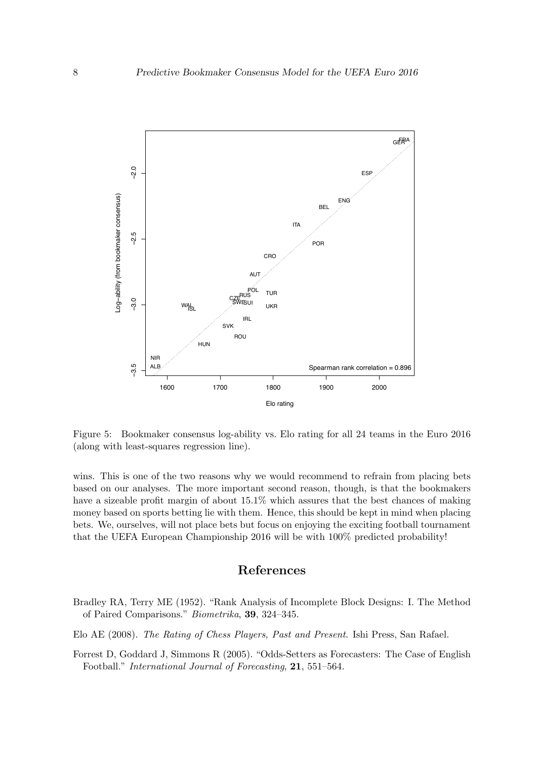Figure 5: Bookmaker consensus log-ability vs. Elo rating for all 24 teams in the Euro 2016 (along with least-squares regression line).

wins. This is one of the two reasons why we would recommend to refrain from placing bets based on our analyses. The more important second reason, though, is that the bookmakers have a sizeable profit margin of about 15.1% which assures that the best chances of making money based on sports betting lie with them. Hence, this should be kept in mind when placing bets. We, ourselves, will not place bets but focus on enjoying the exciting football tournament that the UEFA European Championship 2016 will be with 100% predicted probability!

## References

Bradley RA, Terry ME (1952). "Rank Analysis of Incomplete Block Designs: I. The Method of Paired Comparisons." *Biometrika*, **39**, 324–345.

Elo AE (2008). *The Rating of Chess Players, Past and Present*. Ishi Press, San Rafael.

Forrest D, Goddard J, Simmons R (2005). "Odds-Setters as Forecasters: The Case of English Football." *International Journal of Forecasting*, **21**, 551–564.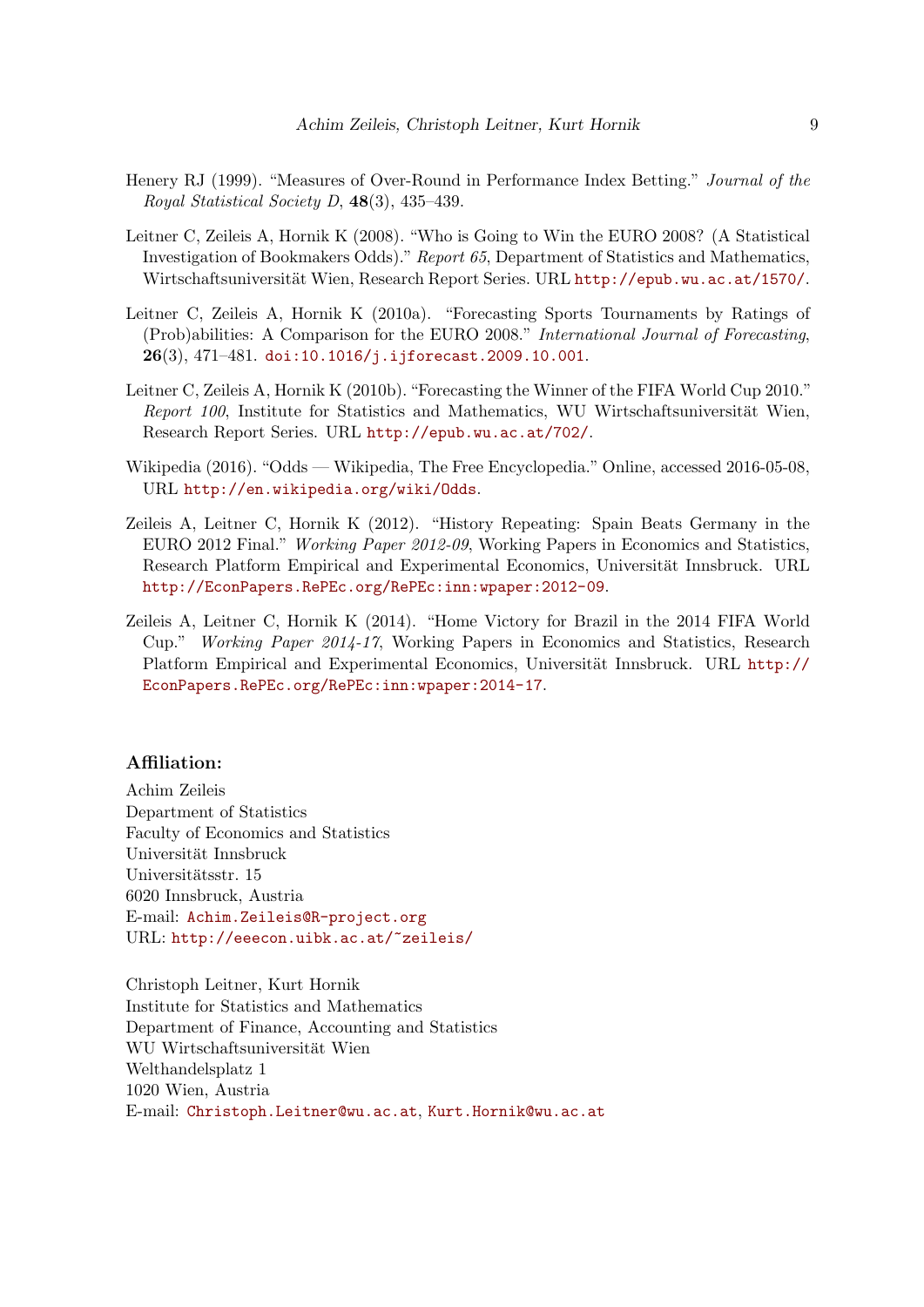Henery RJ (1999). "Measures of Over-Round in Performance Index Betting." *Journal of the Royal Statistical Society D*, **48**(3), 435–439.

Leitner C, Zeileis A, Hornik K (2008). "Who is Going to Win the EURO 2008? (A Statistical Investigation of Bookmakers Odds)." *Report 65*, Department of Statistics and Mathematics, Wirtschaftsuniversität Wien, Research Report Series. URL `http://epub.wu.ac.at/1570/`.

Leitner C, Zeileis A, Hornik K (2010a). "Forecasting Sports Tournaments by Ratings of (Prob)abilities: A Comparison for the EURO 2008." *International Journal of Forecasting*, **26**(3), 471–481. `doi:10.1016/j.ijforecast.2009.10.001`.

Leitner C, Zeileis A, Hornik K (2010b). "Forecasting the Winner of the FIFA World Cup 2010." *Report 100*, Institute for Statistics and Mathematics, WU Wirtschaftsuniversität Wien, Research Report Series. URL `http://epub.wu.ac.at/702/`.

Wikipedia (2016). "Odds — Wikipedia, The Free Encyclopedia." Online, accessed 2016-05-08, URL `http://en.wikipedia.org/wiki/Odds`.

Zeileis A, Leitner C, Hornik K (2012). "History Repeating: Spain Beats Germany in the EURO 2012 Final." *Working Paper 2012-09*, Working Papers in Economics and Statistics, Research Platform Empirical and Experimental Economics, Universität Innsbruck. URL `http://EconPapers.RePEc.org/RePEc:inn:wpaper:2012-09`.

Zeileis A, Leitner C, Hornik K (2014). "Home Victory for Brazil in the 2014 FIFA World Cup." *Working Paper 2014-17*, Working Papers in Economics and Statistics, Research Platform Empirical and Experimental Economics, Universität Innsbruck. URL `http://EconPapers.RePEc.org/RePEc:inn:wpaper:2014-17`.

**Affiliation:**

Achim Zeileis
Department of Statistics
Faculty of Economics and Statistics
Universität Innsbruck
Universitätsstr. 15
6020 Innsbruck, Austria
E-mail: `Achim.Zeileis@R-project.org`
URL: `http://eeecon.uibk.ac.at/~zeileis/`

Christoph Leitner, Kurt Hornik
Institute for Statistics and Mathematics
Department of Finance, Accounting and Statistics
WU Wirtschaftsuniversität Wien
Welthandelsplatz 1
1020 Wien, Austria
E-mail: `Christoph.Leitner@wu.ac.at`, `Kurt.Hornik@wu.ac.at`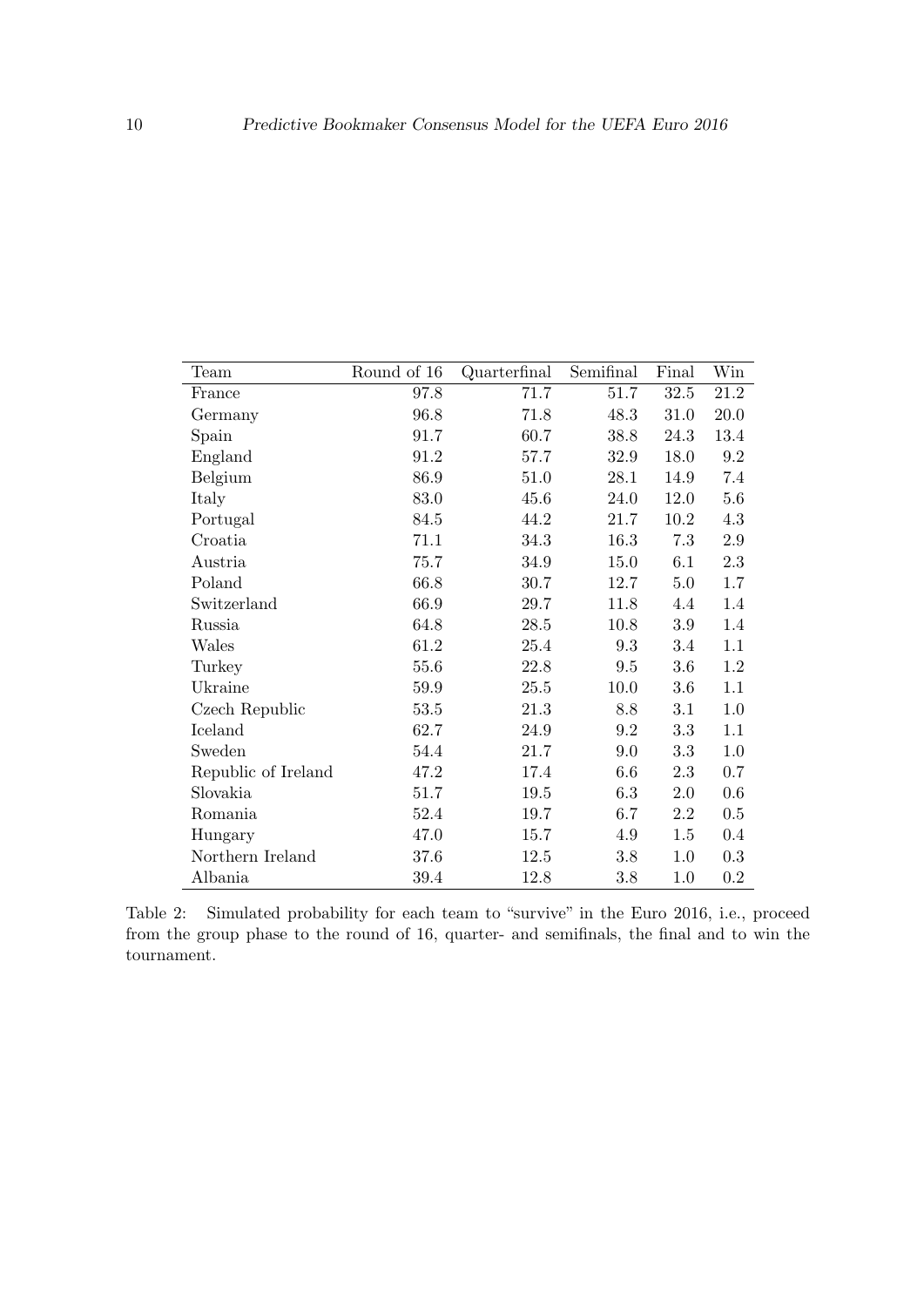| Team | Round of 16 | Quarterfinal | Semifinal | Final | Win |
|---|---|---|---|---|---|
| France | 97.8 | 71.7 | 51.7 | 32.5 | 21.2 |
| Germany | 96.8 | 71.8 | 48.3 | 31.0 | 20.0 |
| Spain | 91.7 | 60.7 | 38.8 | 24.3 | 13.4 |
| England | 91.2 | 57.7 | 32.9 | 18.0 | 9.2 |
| Belgium | 86.9 | 51.0 | 28.1 | 14.9 | 7.4 |
| Italy | 83.0 | 45.6 | 24.0 | 12.0 | 5.6 |
| Portugal | 84.5 | 44.2 | 21.7 | 10.2 | 4.3 |
| Croatia | 71.1 | 34.3 | 16.3 | 7.3 | 2.9 |
| Austria | 75.7 | 34.9 | 15.0 | 6.1 | 2.3 |
| Poland | 66.8 | 30.7 | 12.7 | 5.0 | 1.7 |
| Switzerland | 66.9 | 29.7 | 11.8 | 4.4 | 1.4 |
| Russia | 64.8 | 28.5 | 10.8 | 3.9 | 1.4 |
| Wales | 61.2 | 25.4 | 9.3 | 3.4 | 1.1 |
| Turkey | 55.6 | 22.8 | 9.5 | 3.6 | 1.2 |
| Ukraine | 59.9 | 25.5 | 10.0 | 3.6 | 1.1 |
| Czech Republic | 53.5 | 21.3 | 8.8 | 3.1 | 1.0 |
| Iceland | 62.7 | 24.9 | 9.2 | 3.3 | 1.1 |
| Sweden | 54.4 | 21.7 | 9.0 | 3.3 | 1.0 |
| Republic of Ireland | 47.2 | 17.4 | 6.6 | 2.3 | 0.7 |
| Slovakia | 51.7 | 19.5 | 6.3 | 2.0 | 0.6 |
| Romania | 52.4 | 19.7 | 6.7 | 2.2 | 0.5 |
| Hungary | 47.0 | 15.7 | 4.9 | 1.5 | 0.4 |
| Northern Ireland | 37.6 | 12.5 | 3.8 | 1.0 | 0.3 |
| Albania | 39.4 | 12.8 | 3.8 | 1.0 | 0.2 |

Table 2: Simulated probability for each team to "survive" in the Euro 2016, i.e., proceed from the group phase to the round of 16, quarter- and semifinals, the final and to win the tournament.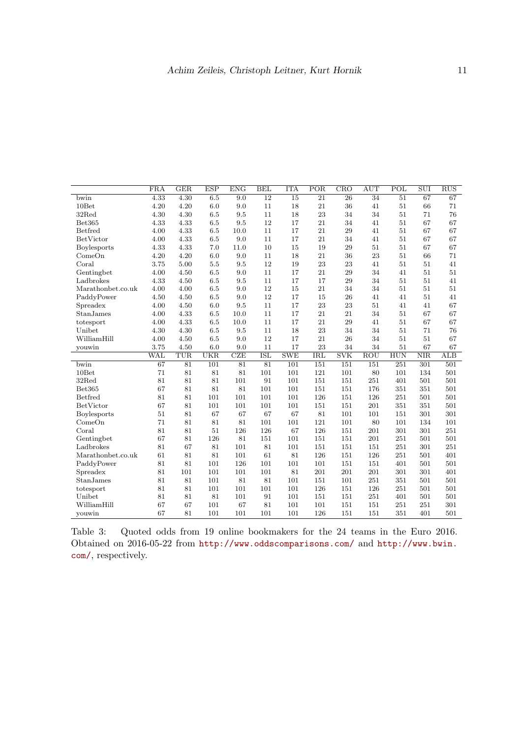| | FRA | GER | ESP | ENG | BEL | ITA | POR | CRO | AUT | POL | SUI | RUS |
|---|---|---|---|---|---|---|---|---|---|---|---|---|
| bwin | 4.33 | 4.30 | 6.5 | 9.0 | 12 | 15 | 21 | 26 | 34 | 51 | 67 | 67 |
| 10Bet | 4.20 | 4.20 | 6.0 | 9.0 | 11 | 18 | 21 | 36 | 41 | 51 | 66 | 71 |
| 32Red | 4.30 | 4.30 | 6.5 | 9.5 | 11 | 18 | 23 | 34 | 34 | 51 | 71 | 76 |
| Bet365 | 4.33 | 4.33 | 6.5 | 9.5 | 12 | 17 | 21 | 34 | 41 | 51 | 67 | 67 |
| Betfred | 4.00 | 4.33 | 6.5 | 10.0 | 11 | 17 | 21 | 29 | 41 | 51 | 67 | 67 |
| BetVictor | 4.00 | 4.33 | 6.5 | 9.0 | 11 | 17 | 21 | 34 | 41 | 51 | 67 | 67 |
| Boylesports | 4.33 | 4.33 | 7.0 | 11.0 | 10 | 15 | 19 | 29 | 51 | 51 | 67 | 67 |
| ComeOn | 4.20 | 4.20 | 6.0 | 9.0 | 11 | 18 | 21 | 36 | 23 | 51 | 66 | 71 |
| Coral | 3.75 | 5.00 | 5.5 | 9.5 | 12 | 19 | 23 | 23 | 41 | 51 | 51 | 41 |
| Gentingbet | 4.00 | 4.50 | 6.5 | 9.0 | 11 | 17 | 21 | 29 | 34 | 41 | 51 | 51 |
| Ladbrokes | 4.33 | 4.50 | 6.5 | 9.5 | 11 | 17 | 17 | 29 | 34 | 51 | 51 | 41 |
| Marathonbet.co.uk | 4.00 | 4.00 | 6.5 | 9.0 | 12 | 15 | 21 | 34 | 34 | 51 | 51 | 51 |
| PaddyPower | 4.50 | 4.50 | 6.5 | 9.0 | 12 | 17 | 15 | 26 | 41 | 41 | 51 | 41 |
| Spreadex | 4.00 | 4.50 | 6.0 | 9.5 | 11 | 17 | 23 | 23 | 51 | 41 | 41 | 67 |
| StanJames | 4.00 | 4.33 | 6.5 | 10.0 | 11 | 17 | 21 | 21 | 34 | 51 | 67 | 67 |
| totesport | 4.00 | 4.33 | 6.5 | 10.0 | 11 | 17 | 21 | 29 | 41 | 51 | 67 | 67 |
| Unibet | 4.30 | 4.30 | 6.5 | 9.5 | 11 | 18 | 23 | 34 | 34 | 51 | 71 | 76 |
| WilliamHill | 4.00 | 4.50 | 6.5 | 9.0 | 12 | 17 | 21 | 26 | 34 | 51 | 51 | 67 |
| youwin | 3.75 | 4.50 | 6.0 | 9.0 | 11 | 17 | 23 | 34 | 34 | 51 | 67 | 67 |
| | WAL | TUR | UKR | CZE | ISL | SWE | IRL | SVK | ROU | HUN | NIR | ALB |
| bwin | 67 | 81 | 101 | 81 | 81 | 101 | 151 | 151 | 151 | 251 | 301 | 501 |
| 10Bet | 71 | 81 | 81 | 81 | 101 | 101 | 121 | 101 | 80 | 101 | 134 | 501 |
| 32Red | 81 | 81 | 81 | 101 | 91 | 101 | 151 | 151 | 251 | 401 | 501 | 501 |
| Bet365 | 67 | 81 | 81 | 81 | 101 | 101 | 151 | 151 | 176 | 351 | 351 | 501 |
| Betfred | 81 | 81 | 101 | 101 | 101 | 101 | 126 | 151 | 126 | 251 | 501 | 501 |
| BetVictor | 67 | 81 | 101 | 101 | 101 | 101 | 151 | 151 | 201 | 351 | 351 | 501 |
| Boylesports | 51 | 81 | 67 | 67 | 67 | 67 | 81 | 101 | 101 | 151 | 301 | 301 |
| ComeOn | 71 | 81 | 81 | 81 | 101 | 101 | 121 | 101 | 80 | 101 | 134 | 101 |
| Coral | 81 | 81 | 51 | 126 | 126 | 67 | 126 | 151 | 201 | 301 | 301 | 251 |
| Gentingbet | 67 | 81 | 126 | 81 | 151 | 101 | 151 | 151 | 201 | 251 | 501 | 501 |
| Ladbrokes | 81 | 67 | 81 | 101 | 81 | 101 | 151 | 151 | 151 | 251 | 301 | 251 |
| Marathonbet.co.uk | 61 | 81 | 81 | 101 | 61 | 81 | 126 | 151 | 126 | 251 | 501 | 401 |
| PaddyPower | 81 | 81 | 101 | 126 | 101 | 101 | 101 | 151 | 151 | 401 | 501 | 501 |
| Spreadex | 81 | 101 | 101 | 101 | 101 | 81 | 201 | 201 | 201 | 301 | 301 | 401 |
| StanJames | 81 | 81 | 101 | 81 | 81 | 101 | 151 | 101 | 251 | 351 | 501 | 501 |
| totesport | 81 | 81 | 101 | 101 | 101 | 101 | 126 | 151 | 126 | 251 | 501 | 501 |
| Unibet | 81 | 81 | 81 | 101 | 91 | 101 | 151 | 151 | 251 | 401 | 501 | 501 |
| WilliamHill | 67 | 67 | 101 | 67 | 81 | 101 | 101 | 151 | 151 | 251 | 251 | 301 |
| youwin | 67 | 81 | 101 | 101 | 101 | 101 | 126 | 151 | 151 | 351 | 401 | 501 |

Table 3: Quoted odds from 19 online bookmakers for the 24 teams in the Euro 2016. Obtained on 2016-05-22 from http://www.oddscomparisons.com/ and http://www.bwin.com/, respectively.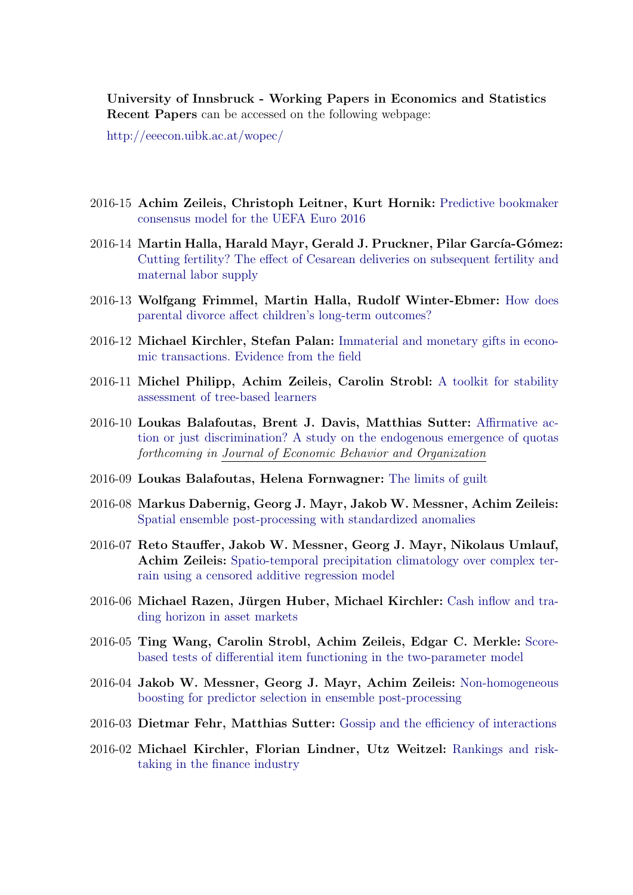**University of Innsbruck - Working Papers in Economics and Statistics**
**Recent Papers** can be accessed on the following webpage:

http://eeecon.uibk.ac.at/wopec/

- 2016-15 **Achim Zeileis, Christoph Leitner, Kurt Hornik:** Predictive bookmaker consensus model for the UEFA Euro 2016
- 2016-14 **Martin Halla, Harald Mayr, Gerald J. Pruckner, Pilar García-Gómez:** Cutting fertility? The effect of Cesarean deliveries on subsequent fertility and maternal labor supply
- 2016-13 **Wolfgang Frimmel, Martin Halla, Rudolf Winter-Ebmer:** How does parental divorce affect children's long-term outcomes?
- 2016-12 **Michael Kirchler, Stefan Palan:** Immaterial and monetary gifts in economic transactions. Evidence from the field
- 2016-11 **Michel Philipp, Achim Zeileis, Carolin Strobl:** A toolkit for stability assessment of tree-based learners
- 2016-10 **Loukas Balafoutas, Brent J. Davis, Matthias Sutter:** Affirmative action or just discrimination? A study on the endogenous emergence of quotas *forthcoming in Journal of Economic Behavior and Organization*
- 2016-09 **Loukas Balafoutas, Helena Fornwagner:** The limits of guilt
- 2016-08 **Markus Dabernig, Georg J. Mayr, Jakob W. Messner, Achim Zeileis:** Spatial ensemble post-processing with standardized anomalies
- 2016-07 **Reto Stauffer, Jakob W. Messner, Georg J. Mayr, Nikolaus Umlauf, Achim Zeileis:** Spatio-temporal precipitation climatology over complex terrain using a censored additive regression model
- 2016-06 **Michael Razen, Jürgen Huber, Michael Kirchler:** Cash inflow and trading horizon in asset markets
- 2016-05 **Ting Wang, Carolin Strobl, Achim Zeileis, Edgar C. Merkle:** Score-based tests of differential item functioning in the two-parameter model
- 2016-04 **Jakob W. Messner, Georg J. Mayr, Achim Zeileis:** Non-homogeneous boosting for predictor selection in ensemble post-processing
- 2016-03 **Dietmar Fehr, Matthias Sutter:** Gossip and the efficiency of interactions
- 2016-02 **Michael Kirchler, Florian Lindner, Utz Weitzel:** Rankings and risk-taking in the finance industry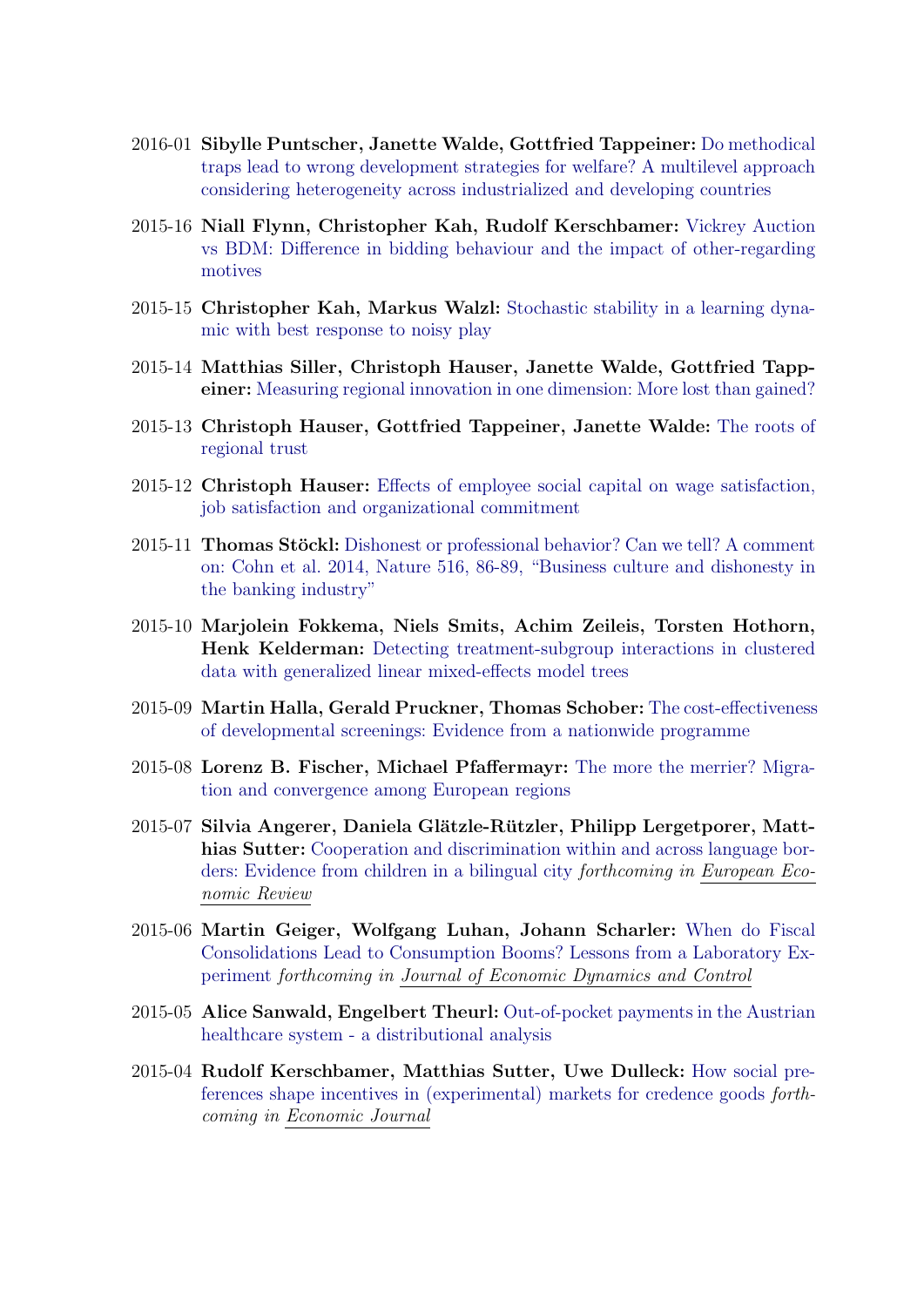- 2016-01 **Sibylle Puntscher, Janette Walde, Gottfried Tappeiner:** Do methodical traps lead to wrong development strategies for welfare? A multilevel approach considering heterogeneity across industrialized and developing countries

- 2015-16 **Niall Flynn, Christopher Kah, Rudolf Kerschbamer:** Vickrey Auction vs BDM: Difference in bidding behaviour and the impact of other-regarding motives

- 2015-15 **Christopher Kah, Markus Walzl:** Stochastic stability in a learning dynamic with best response to noisy play

- 2015-14 **Matthias Siller, Christoph Hauser, Janette Walde, Gottfried Tappeiner:** Measuring regional innovation in one dimension: More lost than gained?

- 2015-13 **Christoph Hauser, Gottfried Tappeiner, Janette Walde:** The roots of regional trust

- 2015-12 **Christoph Hauser:** Effects of employee social capital on wage satisfaction, job satisfaction and organizational commitment

- 2015-11 **Thomas Stöckl:** Dishonest or professional behavior? Can we tell? A comment on: Cohn et al. 2014, Nature 516, 86-89, "Business culture and dishonesty in the banking industry"

- 2015-10 **Marjolein Fokkema, Niels Smits, Achim Zeileis, Torsten Hothorn, Henk Kelderman:** Detecting treatment-subgroup interactions in clustered data with generalized linear mixed-effects model trees

- 2015-09 **Martin Halla, Gerald Pruckner, Thomas Schober:** The cost-effectiveness of developmental screenings: Evidence from a nationwide programme

- 2015-08 **Lorenz B. Fischer, Michael Pfaffermayr:** The more the merrier? Migration and convergence among European regions

- 2015-07 **Silvia Angerer, Daniela Glätzle-Rützler, Philipp Lergetporer, Matthias Sutter:** Cooperation and discrimination within and across language borders: Evidence from children in a bilingual city *forthcoming in* *European Economic Review*

- 2015-06 **Martin Geiger, Wolfgang Luhan, Johann Scharler:** When do Fiscal Consolidations Lead to Consumption Booms? Lessons from a Laboratory Experiment *forthcoming in* *Journal of Economic Dynamics and Control*

- 2015-05 **Alice Sanwald, Engelbert Theurl:** Out-of-pocket payments in the Austrian healthcare system - a distributional analysis

- 2015-04 **Rudolf Kerschbamer, Matthias Sutter, Uwe Dulleck:** How social preferences shape incentives in (experimental) markets for credence goods *forthcoming in* *Economic Journal*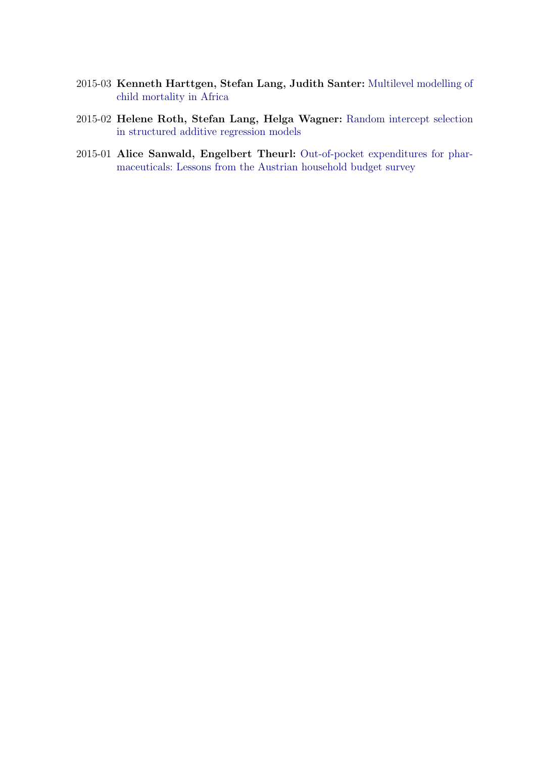2015-03 **Kenneth Harttgen, Stefan Lang, Judith Santer:** Multilevel modelling of child mortality in Africa

2015-02 **Helene Roth, Stefan Lang, Helga Wagner:** Random intercept selection in structured additive regression models

2015-01 **Alice Sanwald, Engelbert Theurl:** Out-of-pocket expenditures for pharmaceuticals: Lessons from the Austrian household budget survey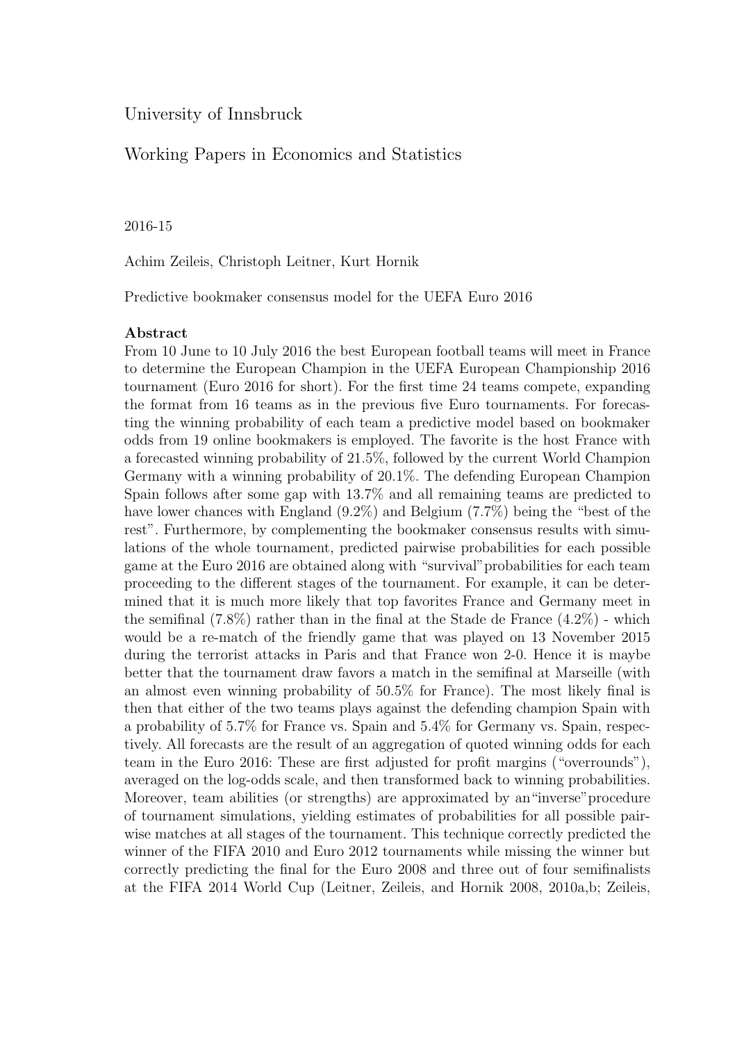University of Innsbruck

Working Papers in Economics and Statistics

2016-15

Achim Zeileis, Christoph Leitner, Kurt Hornik

Predictive bookmaker consensus model for the UEFA Euro 2016

**Abstract**

From 10 June to 10 July 2016 the best European football teams will meet in France to determine the European Champion in the UEFA European Championship 2016 tournament (Euro 2016 for short). For the first time 24 teams compete, expanding the format from 16 teams as in the previous five Euro tournaments. For forecasting the winning probability of each team a predictive model based on bookmaker odds from 19 online bookmakers is employed. The favorite is the host France with a forecasted winning probability of 21.5%, followed by the current World Champion Germany with a winning probability of 20.1%. The defending European Champion Spain follows after some gap with 13.7% and all remaining teams are predicted to have lower chances with England (9.2%) and Belgium (7.7%) being the "best of the rest". Furthermore, by complementing the bookmaker consensus results with simulations of the whole tournament, predicted pairwise probabilities for each possible game at the Euro 2016 are obtained along with "survival" probabilities for each team proceeding to the different stages of the tournament. For example, it can be determined that it is much more likely that top favorites France and Germany meet in the semifinal (7.8%) rather than in the final at the Stade de France (4.2%) - which would be a re-match of the friendly game that was played on 13 November 2015 during the terrorist attacks in Paris and that France won 2-0. Hence it is maybe better that the tournament draw favors a match in the semifinal at Marseille (with an almost even winning probability of 50.5% for France). The most likely final is then that either of the two teams plays against the defending champion Spain with a probability of 5.7% for France vs. Spain and 5.4% for Germany vs. Spain, respectively. All forecasts are the result of an aggregation of quoted winning odds for each team in the Euro 2016: These are first adjusted for profit margins ("overrounds"), averaged on the log-odds scale, and then transformed back to winning probabilities. Moreover, team abilities (or strengths) are approximated by an "inverse" procedure of tournament simulations, yielding estimates of probabilities for all possible pairwise matches at all stages of the tournament. This technique correctly predicted the winner of the FIFA 2010 and Euro 2012 tournaments while missing the winner but correctly predicting the final for the Euro 2008 and three out of four semifinalists at the FIFA 2014 World Cup (Leitner, Zeileis, and Hornik 2008, 2010a,b; Zeileis,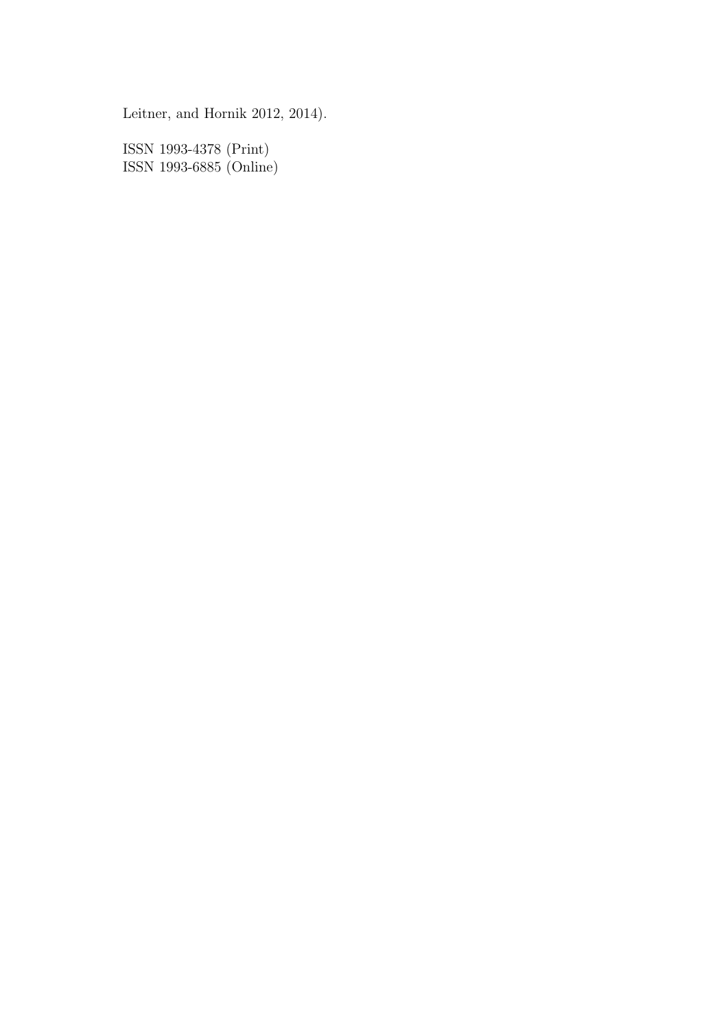Leitner, and Hornik 2012, 2014).

ISSN 1993-4378 (Print)
ISSN 1993-6885 (Online)